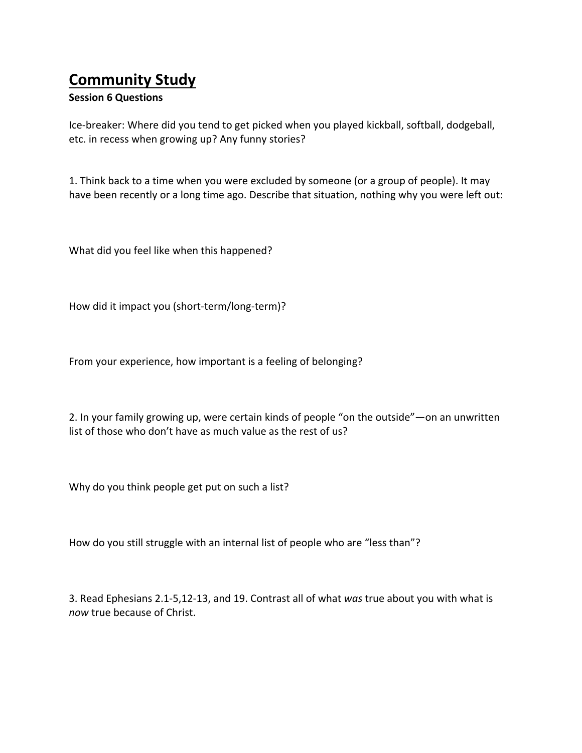# Community Study

**Session 6 Questions**

Ice-breaker: Where did you tend to get picked when you played kickball, softball, dodgeball, etc. in recess when growing up? Any funny stories?

1. Think back to a time when you were excluded by someone (or a group of people). It may have been recently or a long time ago. Describe that situation, nothing why you were left out:

What did you feel like when this happened?

How did it impact you (short-term/long-term)?

From your experience, how important is a feeling of belonging?

2. In your family growing up, were certain kinds of people "on the outside"—on an unwritten list of those who don't have as much value as the rest of us?

Why do you think people get put on such a list?

How do you still struggle with an internal list of people who are "less than"?

3. Read Ephesians 2.1-5,12-13, and 19. Contrast all of what *was* true about you with what is *now* true because of Christ.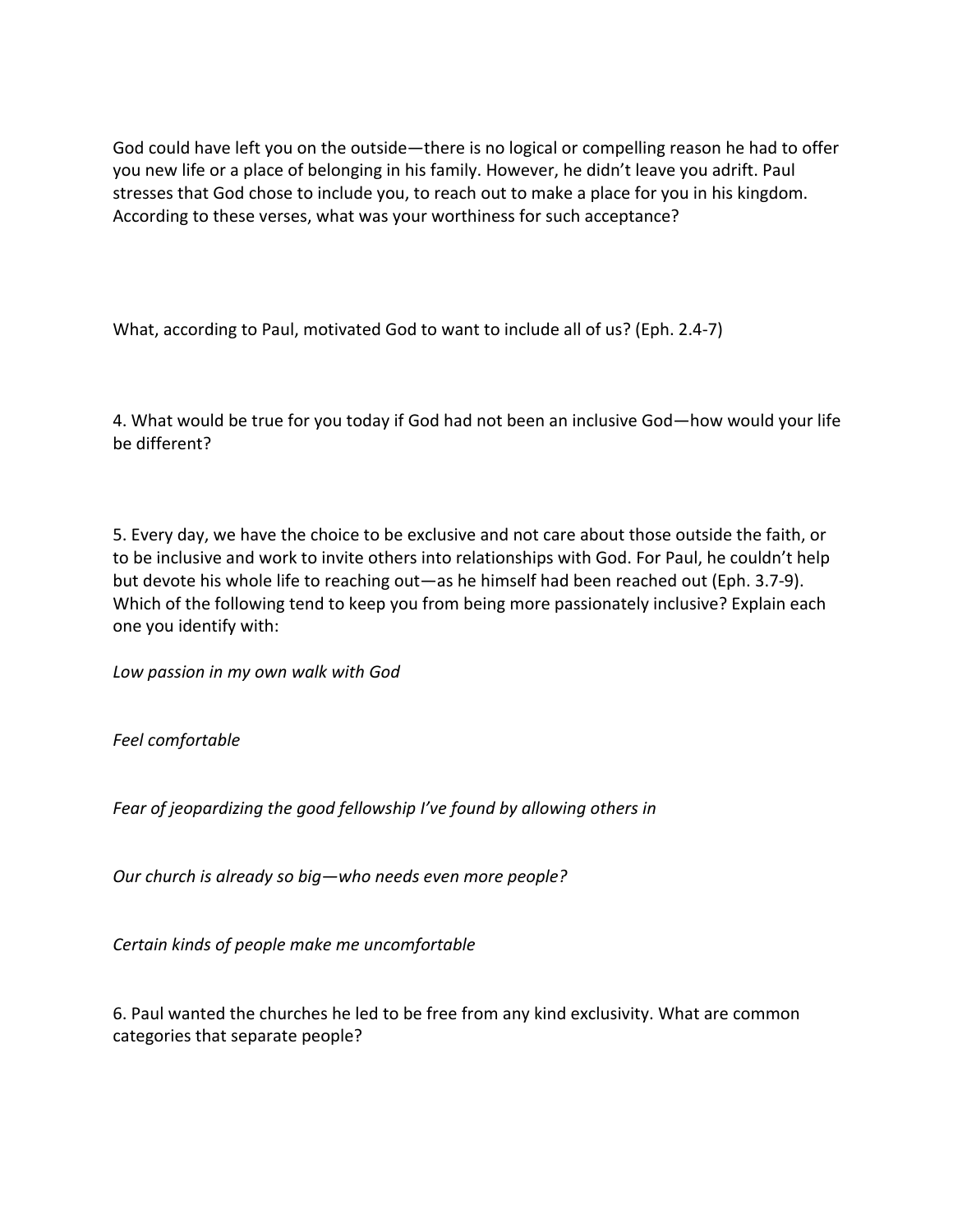God could have left you on the outside—there is no logical or compelling reason he had to offer you new life or a place of belonging in his family. However, he didn't leave you adrift. Paul stresses that God chose to include you, to reach out to make a place for you in his kingdom. According to these verses, what was your worthiness for such acceptance?

What, according to Paul, motivated God to want to include all of us? (Eph. 2.4-7)

4. What would be true for you today if God had not been an inclusive God—how would your life be different?

5. Every day, we have the choice to be exclusive and not care about those outside the faith, or to be inclusive and work to invite others into relationships with God. For Paul, he couldn't help but devote his whole life to reaching out—as he himself had been reached out (Eph. 3.7-9). Which of the following tend to keep you from being more passionately inclusive? Explain each one you identify with:

*Low passion in my own walk with God*

*Feel comfortable*

*Fear of jeopardizing the good fellowship I've found by allowing others in*

*Our church is already so big—who needs even more people?*

*Certain kinds of people make me uncomfortable*

6. Paul wanted the churches he led to be free from any kind exclusivity. What are common categories that separate people?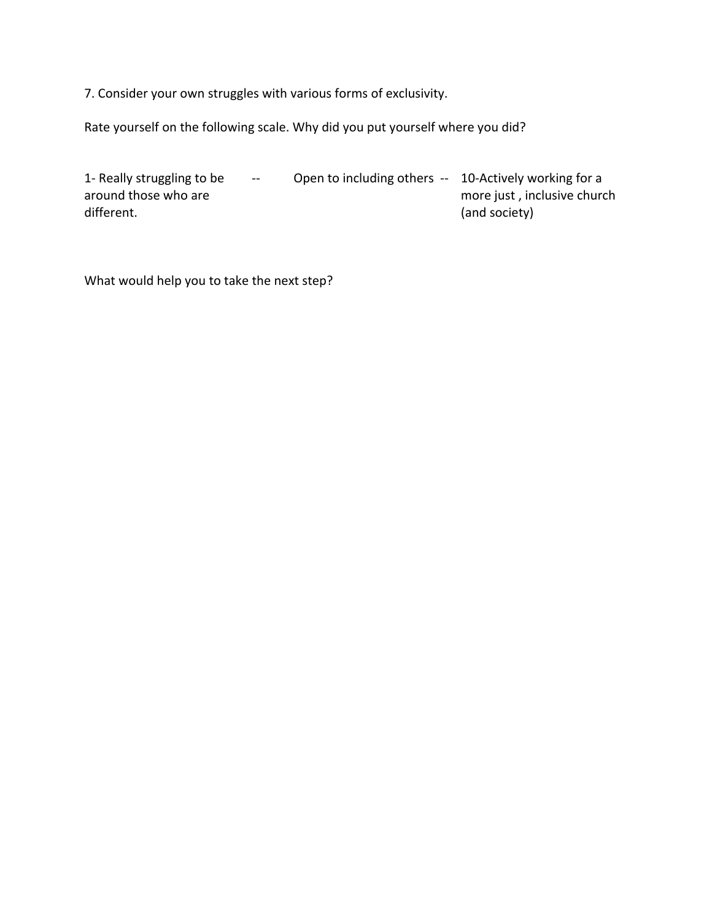7. Consider your own struggles with various forms of exclusivity.

Rate yourself on the following scale. Why did you put yourself where you did?

| | | | | |
|---|---|---|---|---|
| 1- Really struggling to be around those who are different. | -- | Open to including others | -- | 10-Actively working for a more just , inclusive church (and society) |

What would help you to take the next step?